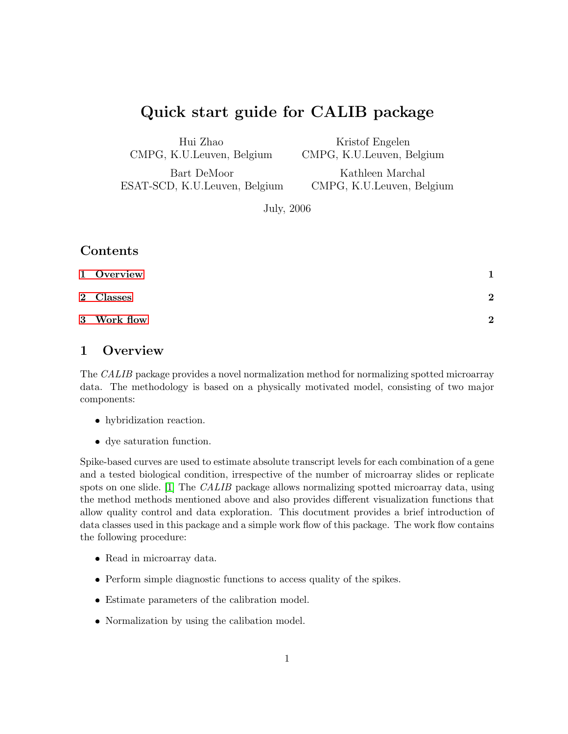# Quick start guide for CALIB package

Hui Zhao
CMPG, K.U.Leuven, Belgium

Kristof Engelen
CMPG, K.U.Leuven, Belgium

Bart DeMoor
ESAT-SCD, K.U.Leuven, Belgium

Kathleen Marchal
CMPG, K.U.Leuven, Belgium

July, 2006

## Contents

1 Overview 1

2 Classes 2

3 Work flow 2

## 1 Overview

The *CALIB* package provides a novel normalization method for normalizing spotted microarray data. The methodology is based on a physically motivated model, consisting of two major components:

- hybridization reaction.
- dye saturation function.

Spike-based curves are used to estimate absolute transcript levels for each combination of a gene and a tested biological condition, irrespective of the number of microarray slides or replicate spots on one slide. [1] The *CALIB* package allows normalizing spotted microarray data, using the method methods mentioned above and also provides different visualization functions that allow quality control and data exploration. This docutment provides a brief introduction of data classes used in this package and a simple work flow of this package. The work flow contains the following procedure:

- Read in microarray data.
- Perform simple diagnostic functions to access quality of the spikes.
- Estimate parameters of the calibration model.
- Normalization by using the calibation model.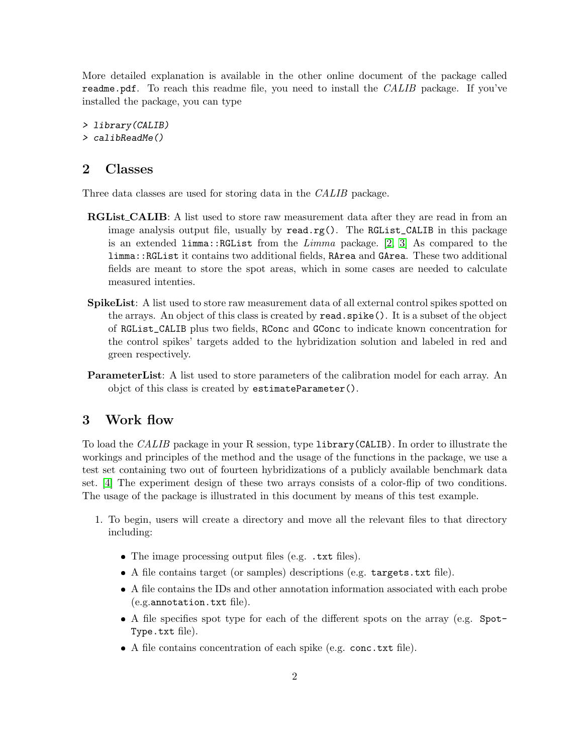More detailed explanation is available in the other online document of the package called `readme.pdf`. To reach this readme file, you need to install the *CALIB* package. If you've installed the package, you can type

```
> library(CALIB)
> calibReadMe()
```

## 2 Classes

Three data classes are used for storing data in the *CALIB* package.

**RGList_CALIB**: A list used to store raw measurement data after they are read in from an image analysis output file, usually by `read.rg()`. The `RGList_CALIB` in this package is an extended `limma::RGList` from the *Limma* package. [2, 3] As compared to the `limma::RGList` it contains two additional fields, `RArea` and `GArea`. These two additional fields are meant to store the spot areas, which in some cases are needed to calculate measured intenties.

**SpikeList**: A list used to store raw measurement data of all external control spikes spotted on the arrays. An object of this class is created by `read.spike()`. It is a subset of the object of `RGList_CALIB` plus two fields, `RConc` and `GConc` to indicate known concentration for the control spikes' targets added to the hybridization solution and labeled in red and green respectively.

**ParameterList**: A list used to store parameters of the calibration model for each array. An objct of this class is created by `estimateParameter()`.

## 3 Work flow

To load the *CALIB* package in your R session, type `library(CALIB)`. In order to illustrate the workings and principles of the method and the usage of the functions in the package, we use a test set containing two out of fourteen hybridizations of a publicly available benchmark data set. [4] The experiment design of these two arrays consists of a color-flip of two conditions. The usage of the package is illustrated in this document by means of this test example.

1. To begin, users will create a directory and move all the relevant files to that directory including:

   - The image processing output files (e.g. `.txt` files).
   - A file contains target (or samples) descriptions (e.g. `targets.txt` file).
   - A file contains the IDs and other annotation information associated with each probe (e.g.`annotation.txt` file).
   - A file specifies spot type for each of the different spots on the array (e.g. `SpotType.txt` file).
   - A file contains concentration of each spike (e.g. `conc.txt` file).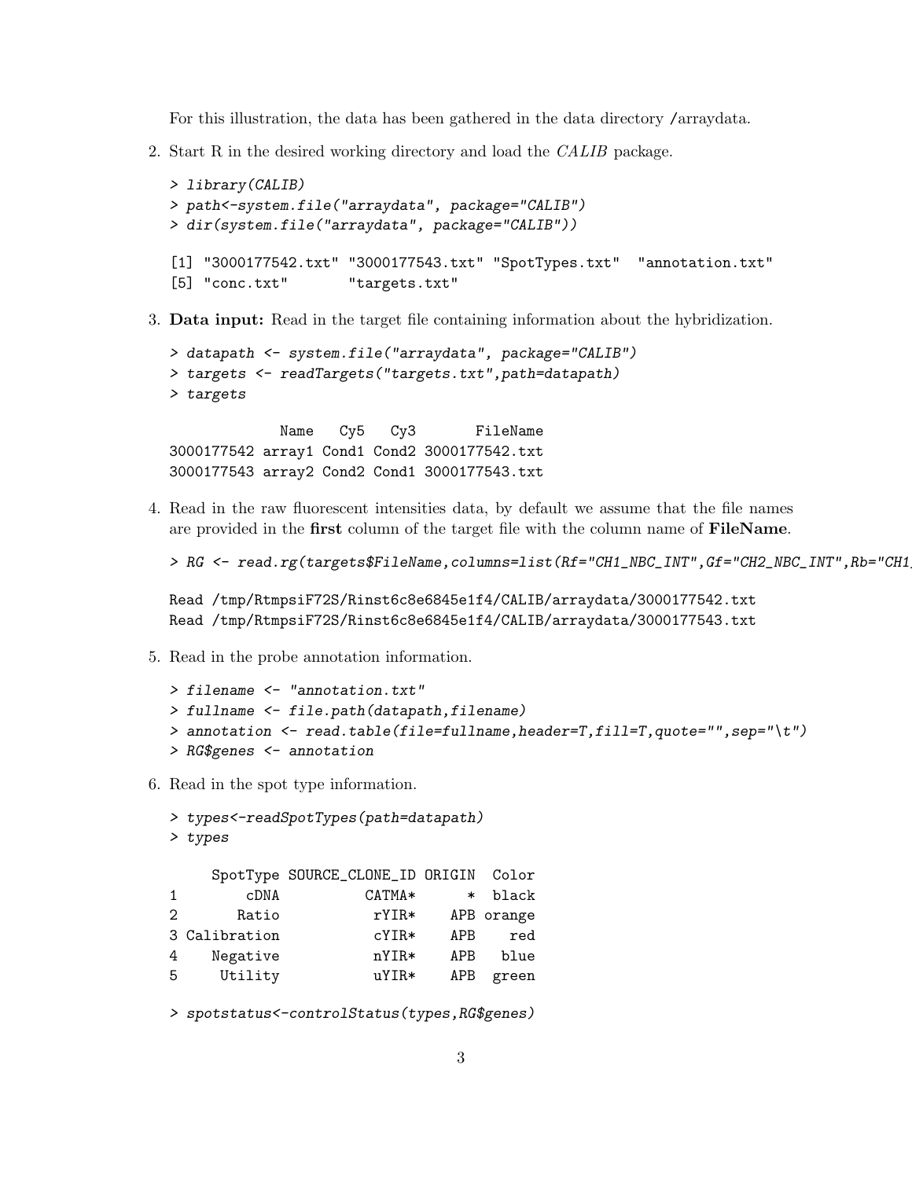For this illustration, the data has been gathered in the data directory /arraydata.

2. Start R in the desired working directory and load the *CALIB* package.

```
> library(CALIB)
> path<-system.file("arraydata", package="CALIB")
> dir(system.file("arraydata", package="CALIB"))

[1] "3000177542.txt" "3000177543.txt" "SpotTypes.txt"  "annotation.txt"
[5] "conc.txt"       "targets.txt"
```

3. **Data input:** Read in the target file containing information about the hybridization.

```
> datapath <- system.file("arraydata", package="CALIB")
> targets <- readTargets("targets.txt",path=datapath)
> targets

             Name   Cy5   Cy3       FileName
3000177542 array1 Cond1 Cond2 3000177542.txt
3000177543 array2 Cond2 Cond1 3000177543.txt
```

4. Read in the raw fluorescent intensities data, by default we assume that the file names are provided in the **first** column of the target file with the column name of **FileName**.

```
> RG <- read.rg(targets$FileName,columns=list(Rf="CH1_NBC_INT",Gf="CH2_NBC_INT",Rb="CH1

Read /tmp/RtmpsiF72S/Rinst6c8e6845e1f4/CALIB/arraydata/3000177542.txt
Read /tmp/RtmpsiF72S/Rinst6c8e6845e1f4/CALIB/arraydata/3000177543.txt
```

5. Read in the probe annotation information.

```
> filename <- "annotation.txt"
> fullname <- file.path(datapath,filename)
> annotation <- read.table(file=fullname,header=T,fill=T,quote="",sep="\t")
> RG$genes <- annotation
```

6. Read in the spot type information.

```
> types<-readSpotTypes(path=datapath)
> types

     SpotType SOURCE_CLONE_ID ORIGIN  Color
1        cDNA          CATMA*      *  black
2       Ratio           rYIR*    APB orange
3 Calibration           cYIR*    APB    red
4    Negative           nYIR*    APB   blue
5     Utility           uYIR*    APB  green

> spotstatus<-controlStatus(types,RG$genes)
```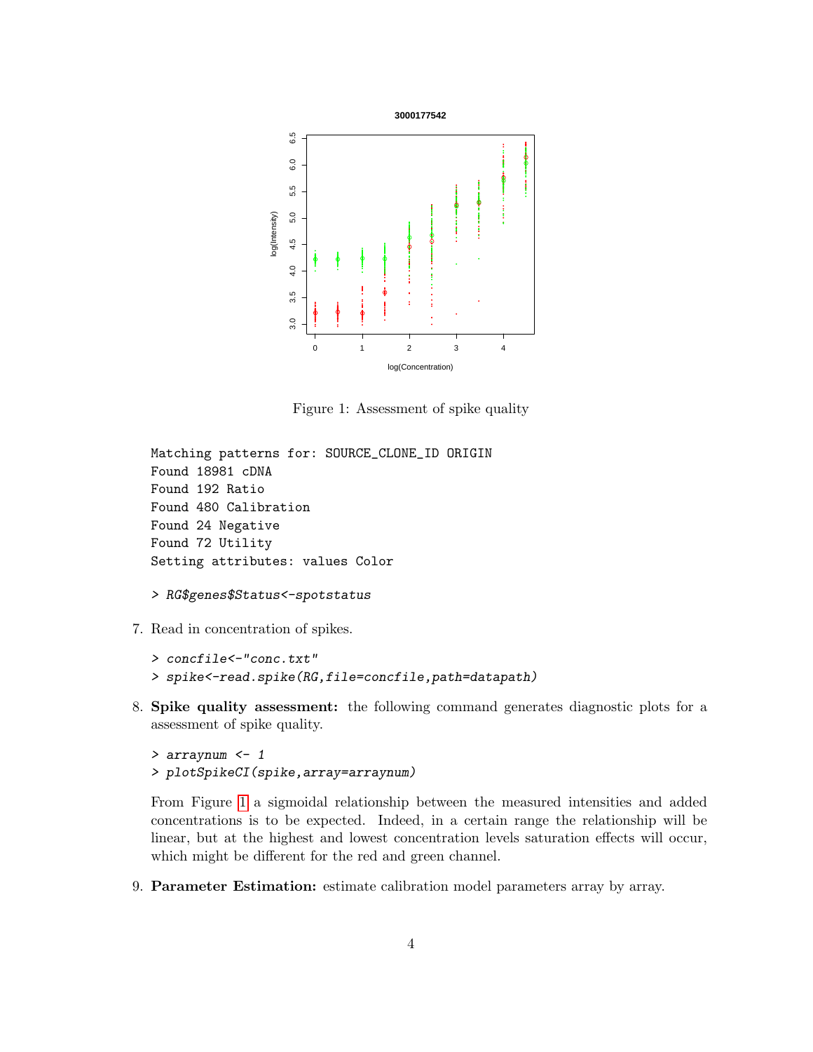Figure 1: Assessment of spike quality

```
Matching patterns for: SOURCE_CLONE_ID ORIGIN
Found 18981 cDNA
Found 192 Ratio
Found 480 Calibration
Found 24 Negative
Found 72 Utility
Setting attributes: values Color
```

```
> RG$genes$Status<-spotstatus
```

7. Read in concentration of spikes.

```
> concfile<-"conc.txt"
> spike<-read.spike(RG,file=concfile,path=datapath)
```

8. **Spike quality assessment:** the following command generates diagnostic plots for a assessment of spike quality.

```
> arraynum <- 1
> plotSpikeCI(spike,array=arraynum)
```

From Figure 1 a sigmoidal relationship between the measured intensities and added concentrations is to be expected. Indeed, in a certain range the relationship will be linear, but at the highest and lowest concentration levels saturation effects will occur, which might be different for the red and green channel.

9. **Parameter Estimation:** estimate calibration model parameters array by array.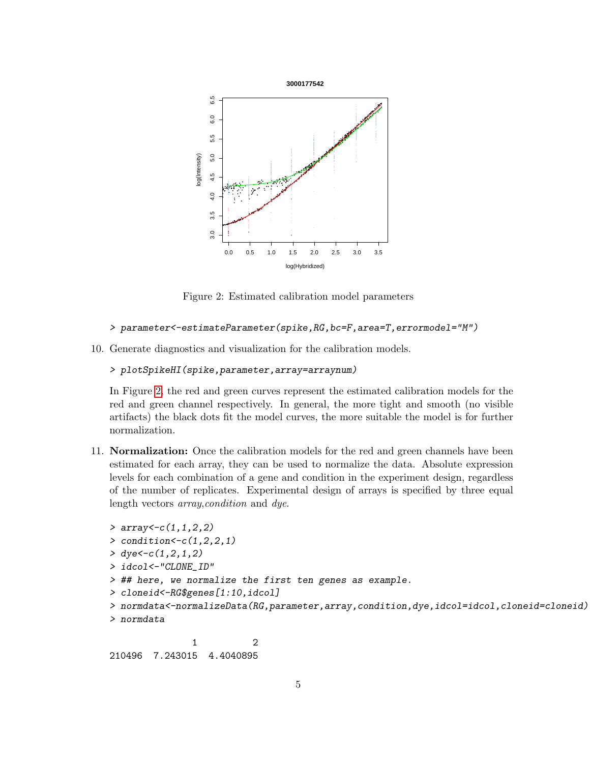Figure 2: Estimated calibration model parameters

```
> parameter<-estimateParameter(spike,RG,bc=F,area=T,errormodel="M")
```

10. Generate diagnostics and visualization for the calibration models.

```
> plotSpikeHI(spike,parameter,array=arraynum)
```

In Figure 2, the red and green curves represent the estimated calibration models for the red and green channel respectively. In general, the more tight and smooth (no visible artifacts) the black dots fit the model curves, the more suitable the model is for further normalization.

11. **Normalization:** Once the calibration models for the red and green channels have been estimated for each array, they can be used to normalize the data. Absolute expression levels for each combination of a gene and condition in the experiment design, regardless of the number of replicates. Experimental design of arrays is specified by three equal length vectors *array*,*condition* and *dye*.

```
> array<-c(1,1,2,2)
> condition<-c(1,2,2,1)
> dye<-c(1,2,1,2)
> idcol<-"CLONE_ID"
> ## here, we normalize the first ten genes as example.
> cloneid<-RG$genes[1:10,idcol]
> normdata<-normalizeData(RG,parameter,array,condition,dye,idcol=idcol,cloneid=cloneid)
> normdata

               1         2
210496  7.243015 4.4040895
```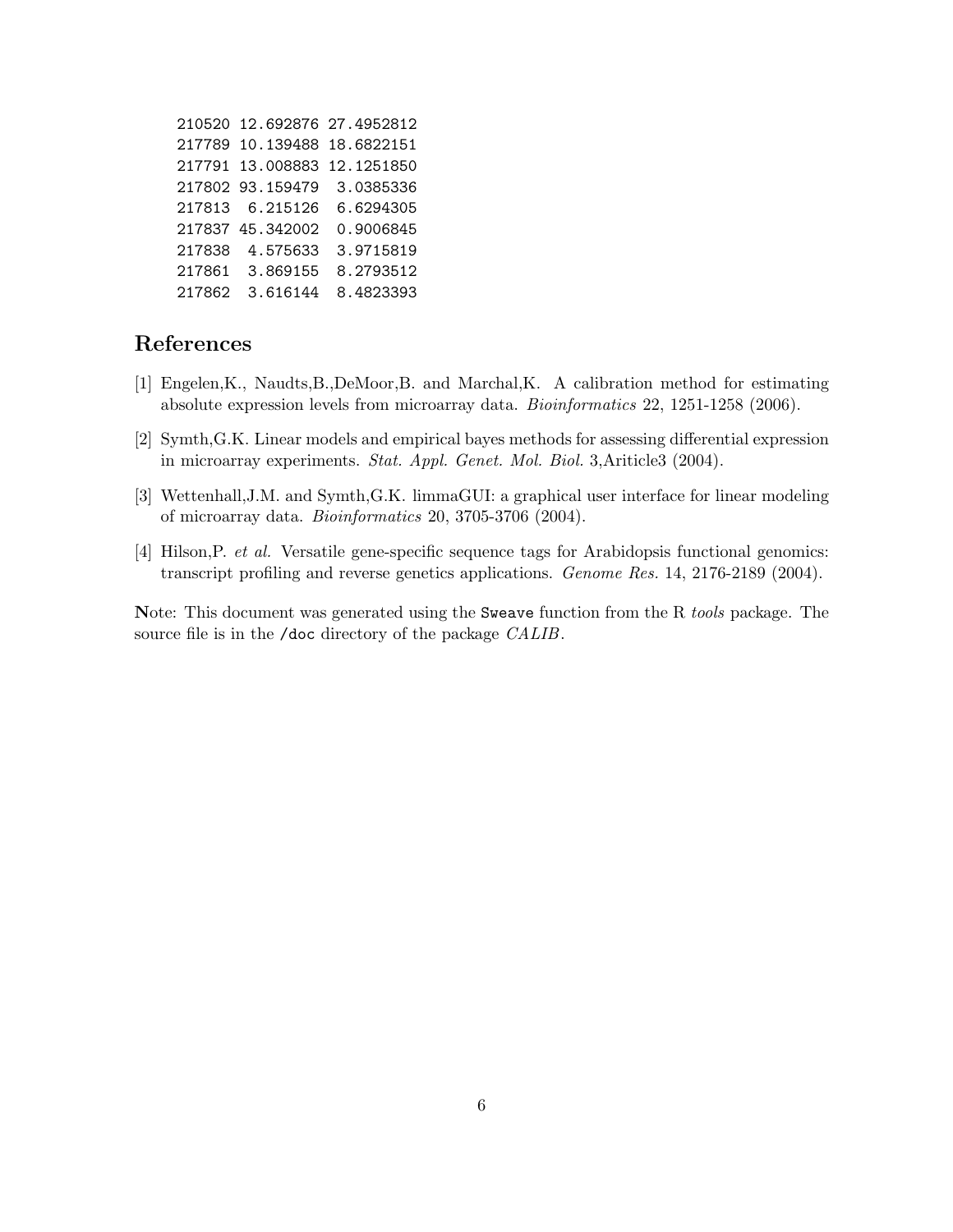```
210520 12.692876 27.4952812
217789 10.139488 18.6822151
217791 13.008883 12.1251850
217802 93.159479  3.0385336
217813  6.215126  6.6294305
217837 45.342002  0.9006845
217838  4.575633  3.9715819
217861  3.869155  8.2793512
217862  3.616144  8.4823393
```

## References

[1] Engelen,K., Naudts,B.,DeMoor,B. and Marchal,K. A calibration method for estimating absolute expression levels from microarray data. *Bioinformatics* 22, 1251-1258 (2006).

[2] Symth,G.K. Linear models and empirical bayes methods for assessing differential expression in microarray experiments. *Stat. Appl. Genet. Mol. Biol.* 3,Ariticle3 (2004).

[3] Wettenhall,J.M. and Symth,G.K. limmaGUI: a graphical user interface for linear modeling of microarray data. *Bioinformatics* 20, 3705-3706 (2004).

[4] Hilson,P. *et al.* Versatile gene-specific sequence tags for Arabidopsis functional genomics: transcript profiling and reverse genetics applications. *Genome Res.* 14, 2176-2189 (2004).

**N**ote: This document was generated using the `Sweave` function from the R *tools* package. The source file is in the `/doc` directory of the package *CALIB*.